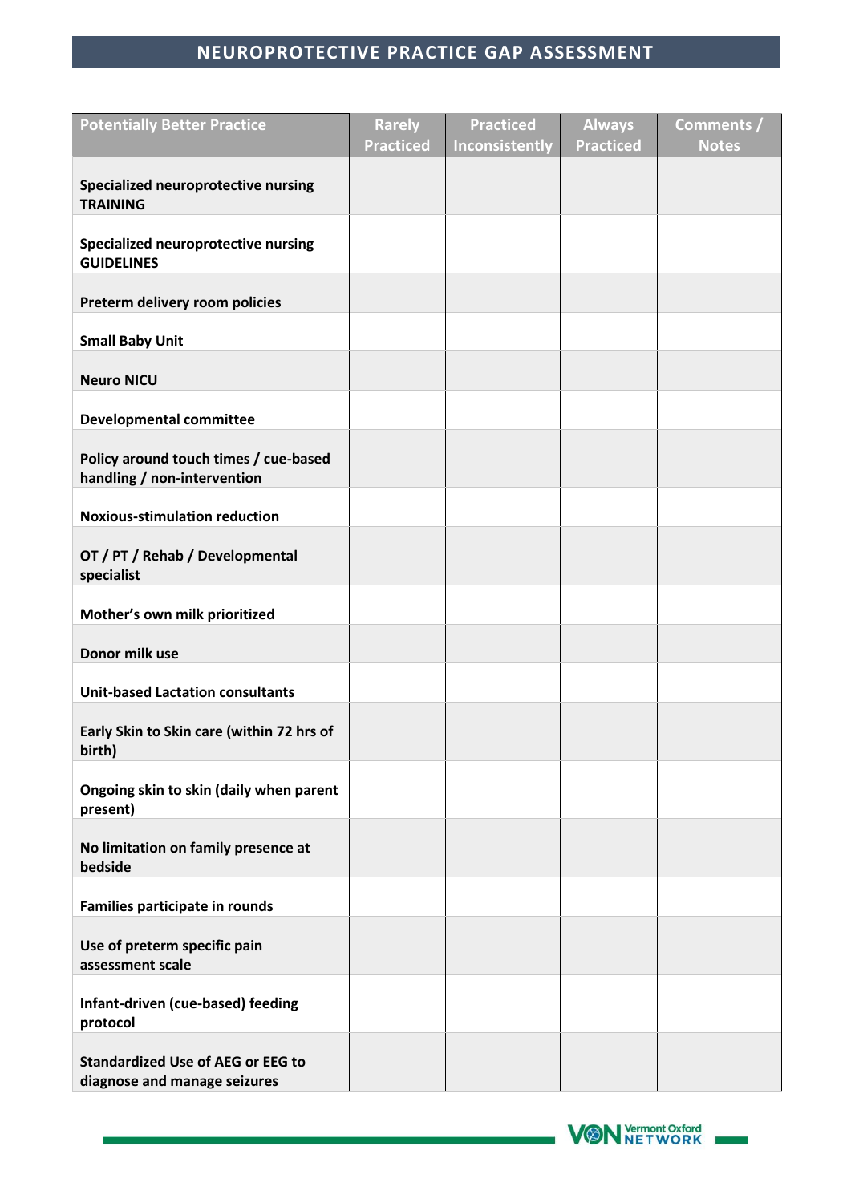# NEUROPROTECTIVE PRACTICE GAP ASSESSMENT

| Potentially Better Practice | Rarely Practiced | Practiced Inconsistently | Always Practiced | Comments / Notes |
|---|---|---|---|---|
| **Specialized neuroprotective nursing TRAINING** | | | | |
| **Specialized neuroprotective nursing GUIDELINES** | | | | |
| **Preterm delivery room policies** | | | | |
| **Small Baby Unit** | | | | |
| **Neuro NICU** | | | | |
| **Developmental committee** | | | | |
| **Policy around touch times / cue-based handling / non-intervention** | | | | |
| **Noxious-stimulation reduction** | | | | |
| **OT / PT / Rehab / Developmental specialist** | | | | |
| **Mother's own milk prioritized** | | | | |
| **Donor milk use** | | | | |
| **Unit-based Lactation consultants** | | | | |
| **Early Skin to Skin care (within 72 hrs of birth)** | | | | |
| **Ongoing skin to skin (daily when parent present)** | | | | |
| **No limitation on family presence at bedside** | | | | |
| **Families participate in rounds** | | | | |
| **Use of preterm specific pain assessment scale** | | | | |
| **Infant-driven (cue-based) feeding protocol** | | | | |
| **Standardized Use of AEG or EEG to diagnose and manage seizures** | | | | |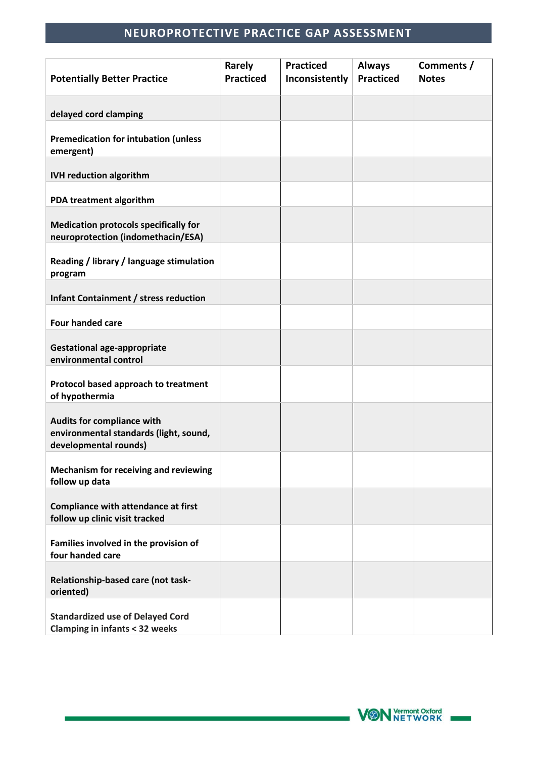# NEUROPROTECTIVE PRACTICE GAP ASSESSMENT

| Potentially Better Practice | Rarely Practiced | Practiced Inconsistently | Always Practiced | Comments / Notes |
|---|---|---|---|---|
| delayed cord clamping | | | | |
| Premedication for intubation (unless emergent) | | | | |
| IVH reduction algorithm | | | | |
| PDA treatment algorithm | | | | |
| Medication protocols specifically for neuroprotection (indomethacin/ESA) | | | | |
| Reading / library / language stimulation program | | | | |
| Infant Containment / stress reduction | | | | |
| Four handed care | | | | |
| Gestational age-appropriate environmental control | | | | |
| Protocol based approach to treatment of hypothermia | | | | |
| Audits for compliance with environmental standards (light, sound, developmental rounds) | | | | |
| Mechanism for receiving and reviewing follow up data | | | | |
| Compliance with attendance at first follow up clinic visit tracked | | | | |
| Families involved in the provision of four handed care | | | | |
| Relationship-based care (not task-oriented) | | | | |
| Standardized use of Delayed Cord Clamping in infants < 32 weeks | | | | |